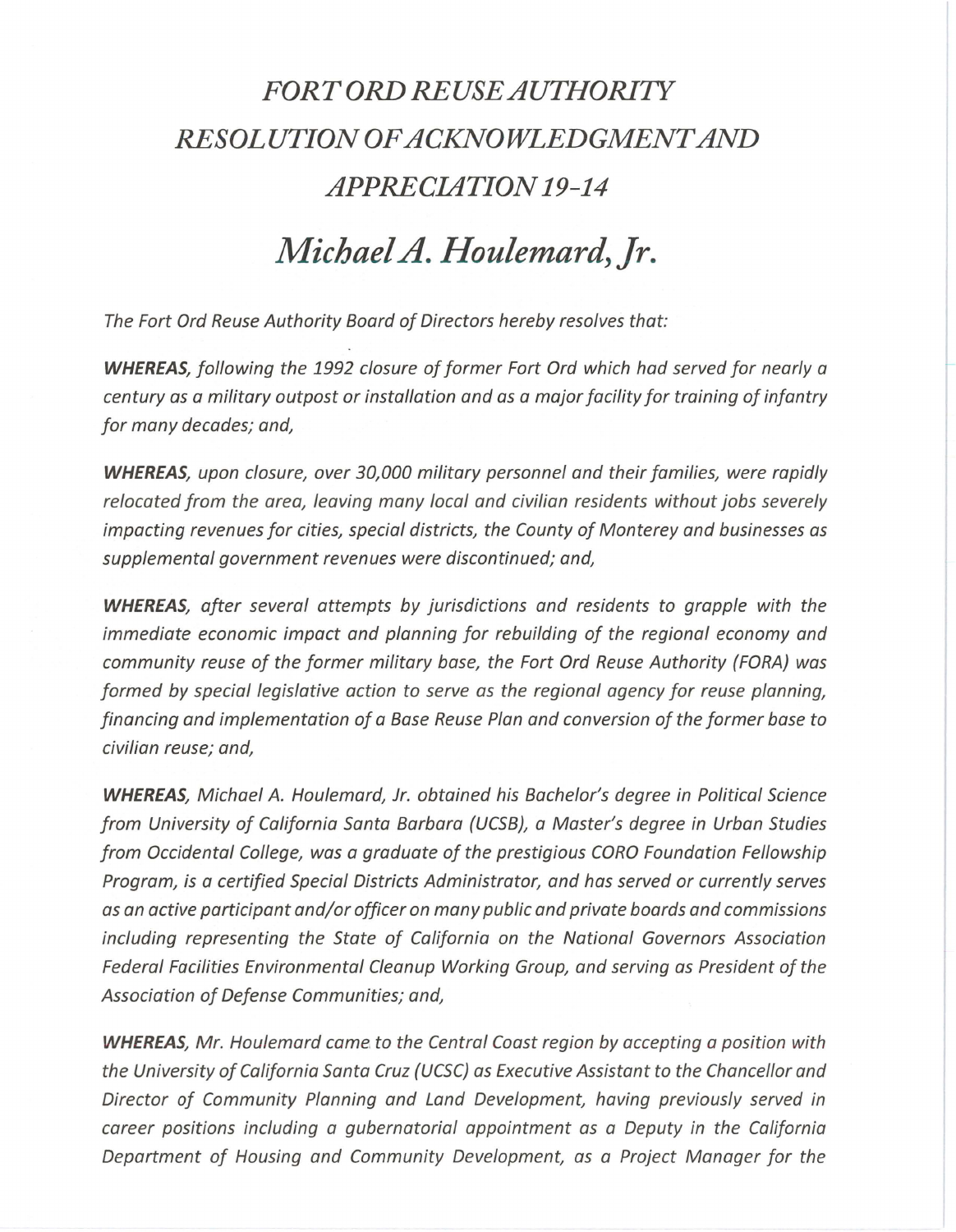# *FORT ORD REUSE AUTHORITY RESOLUTION OF ACKNOWLEDGMENT AND APPRECIATION 19-14*

# *Michael A. Houlemard, Jr.*

*The Fort Ord Reuse Authority Board of Directors hereby resolves that:*

***WHEREAS**, following the 1992 closure of former Fort Ord which had served for nearly a century as a military outpost or installation and as a major facility for training of infantry for many decades; and,*

***WHEREAS**, upon closure, over 30,000 military personnel and their families, were rapidly relocated from the area, leaving many local and civilian residents without jobs severely impacting revenues for cities, special districts, the County of Monterey and businesses as supplemental government revenues were discontinued; and,*

***WHEREAS**, after several attempts by jurisdictions and residents to grapple with the immediate economic impact and planning for rebuilding of the regional economy and community reuse of the former military base, the Fort Ord Reuse Authority (FORA) was formed by special legislative action to serve as the regional agency for reuse planning, financing and implementation of a Base Reuse Plan and conversion of the former base to civilian reuse; and,*

***WHEREAS**, Michael A. Houlemard, Jr. obtained his Bachelor's degree in Political Science from University of California Santa Barbara (UCSB), a Master's degree in Urban Studies from Occidental College, was a graduate of the prestigious CORO Foundation Fellowship Program, is a certified Special Districts Administrator, and has served or currently serves as an active participant and/or officer on many public and private boards and commissions including representing the State of California on the National Governors Association Federal Facilities Environmental Cleanup Working Group, and serving as President of the Association of Defense Communities; and,*

***WHEREAS**, Mr. Houlemard came to the Central Coast region by accepting a position with the University of California Santa Cruz (UCSC) as Executive Assistant to the Chancellor and Director of Community Planning and Land Development, having previously served in career positions including a gubernatorial appointment as a Deputy in the California Department of Housing and Community Development, as a Project Manager for the*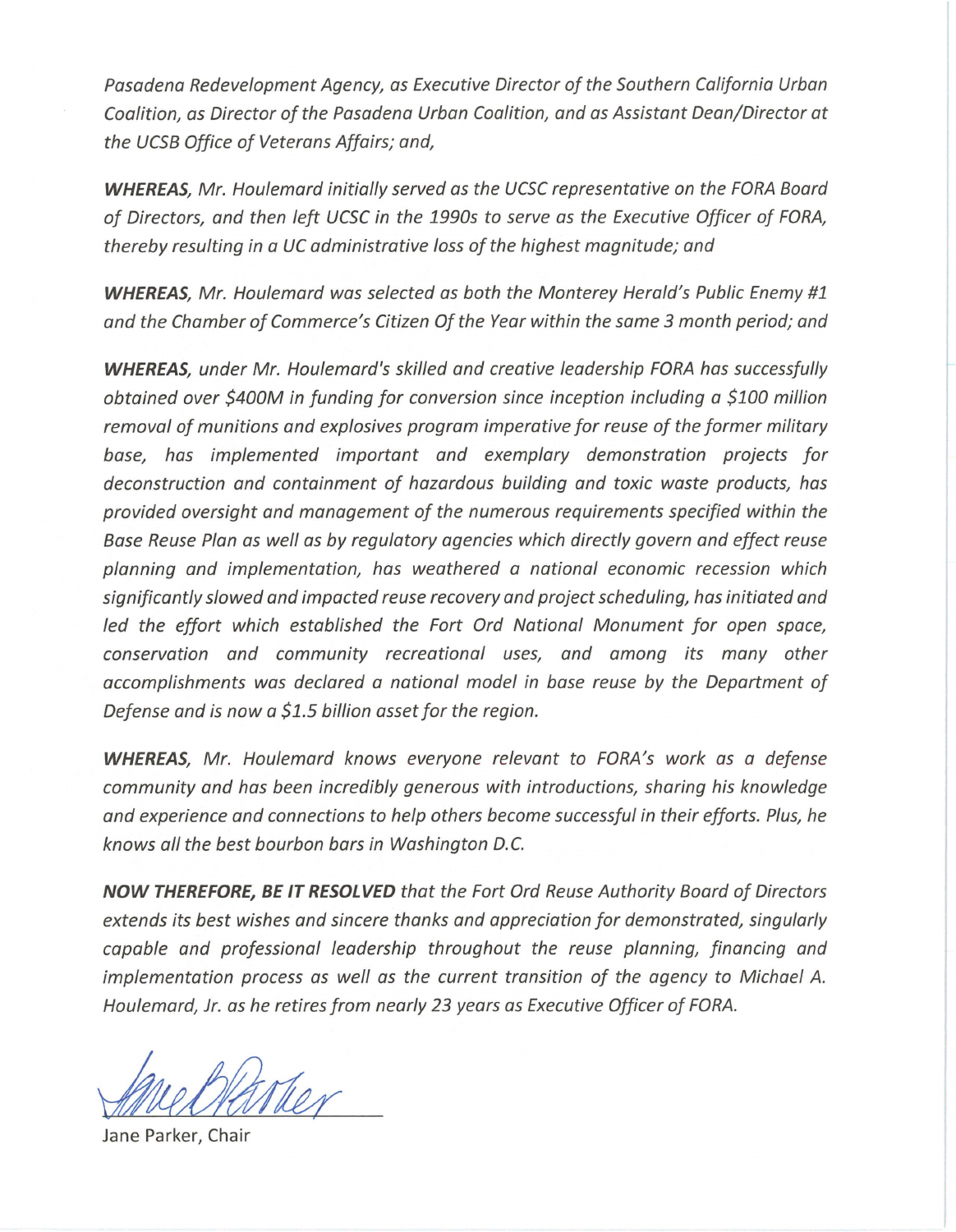*Pasadena Redevelopment Agency, as Executive Director of the Southern California Urban Coalition, as Director of the Pasadena Urban Coalition, and as Assistant Dean/Director at the UCSB Office of Veterans Affairs; and,*

***WHEREAS**, Mr. Houlemard initially served as the UCSC representative on the FORA Board of Directors, and then left UCSC in the 1990s to serve as the Executive Officer of FORA, thereby resulting in a UC administrative loss of the highest magnitude; and*

***WHEREAS**, Mr. Houlemard was selected as both the Monterey Herald's Public Enemy #1 and the Chamber of Commerce's Citizen Of the Year within the same 3 month period; and*

***WHEREAS**, under Mr. Houlemard's skilled and creative leadership FORA has successfully obtained over $400M in funding for conversion since inception including a $100 million removal of munitions and explosives program imperative for reuse of the former military base, has implemented important and exemplary demonstration projects for deconstruction and containment of hazardous building and toxic waste products, has provided oversight and management of the numerous requirements specified within the Base Reuse Plan as well as by regulatory agencies which directly govern and effect reuse planning and implementation, has weathered a national economic recession which significantly slowed and impacted reuse recovery and project scheduling, has initiated and led the effort which established the Fort Ord National Monument for open space, conservation and community recreational uses, and among its many other accomplishments was declared a national model in base reuse by the Department of Defense and is now a $1.5 billion asset for the region.*

***WHEREAS**, Mr. Houlemard knows everyone relevant to FORA's work as a defense community and has been incredibly generous with introductions, sharing his knowledge and experience and connections to help others become successful in their efforts. Plus, he knows all the best bourbon bars in Washington D.C.*

***NOW THEREFORE, BE IT RESOLVED** that the Fort Ord Reuse Authority Board of Directors extends its best wishes and sincere thanks and appreciation for demonstrated, singularly capable and professional leadership throughout the reuse planning, financing and implementation process as well as the current transition of the agency to Michael A. Houlemard, Jr. as he retires from nearly 23 years as Executive Officer of FORA.*

Jane Parker

Jane Parker, Chair